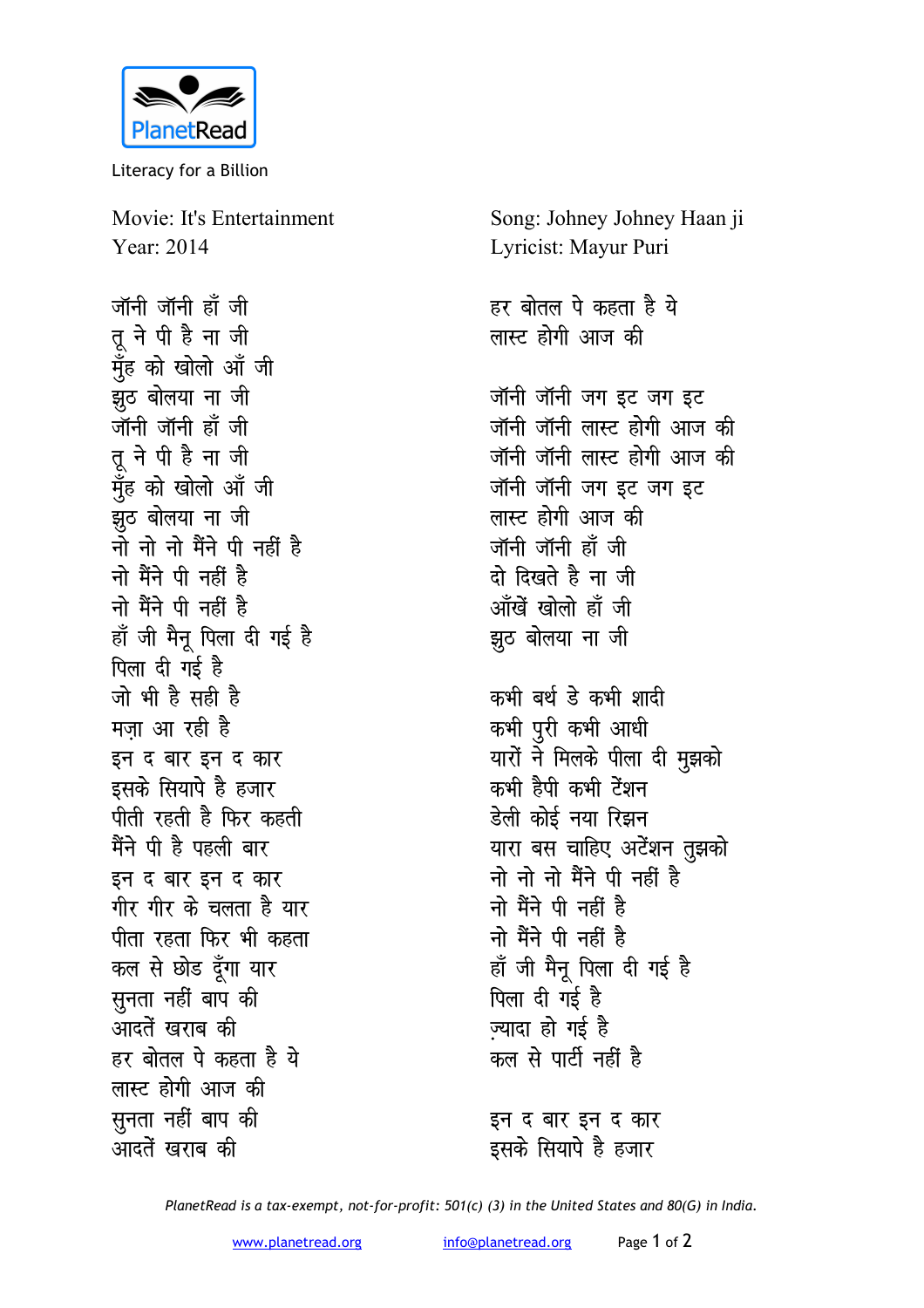PlanetRead

Literacy for a Billion

Movie: It's Entertainment
Year: 2014

Song: Johney Johney Haan ji
Lyricist: Mayur Puri

जॉनी जॉनी हाँ जी
तू ने पी है ना जी
मुँह को खोलो आँ जी
झुठ बोलया ना जी
जॉनी जॉनी हाँ जी
तू ने पी है ना जी
मुँह को खोलो आँ जी
झुठ बोलया ना जी
नो नो नो मैंने पी नहीं है
नो मैंने पी नहीं है
नो मैंने पी नहीं है
हाँ जी मैनू पिला दी गई है
पिला दी गई है
जो भी है सही है
मज़ा आ रही है
इन द बार इन द कार
इसके सियापे है हजार
पीती रहती है फिर कहती
मैंने पी है पहली बार
इन द बार इन द कार
गीर गीर के चलता है यार
पीता रहता फिर भी कहता
कल से छोड दूँगा यार
सुनता नहीं बाप की
आदतें खराब की
हर बोतल पे कहता है ये
लास्ट होगी आज की
सुनता नहीं बाप की
आदतें खराब की

हर बोतल पे कहता है ये
लास्ट होगी आज की

जॉनी जॉनी जग इट जग इट
जॉनी जॉनी लास्ट होगी आज की
जॉनी जॉनी लास्ट होगी आज की
जॉनी जॉनी जग इट जग इट
लास्ट होगी आज की
जॉनी जॉनी हाँ जी
दो दिखते है ना जी
आँखें खोलो हाँ जी
झुठ बोलया ना जी

कभी बर्थ डे कभी शादी
कभी पुरी कभी आधी
यारों ने मिलके पीला दी मुझको
कभी हैपी कभी टेंशन
डेली कोई नया रिझन
यारा बस चाहिए अटेंशन तुझको
नो नो नो मैंने पी नहीं है
नो मैंने पी नहीं है
नो मैंने पी नहीं है
हाँ जी मैनू पिला दी गई है
पिला दी गई है
ज़्यादा हो गई है
कल से पार्टी नहीं है

इन द बार इन द कार
इसके सियापे है हजार

*PlanetRead is a tax-exempt, not-for-profit: 501(c) (3) in the United States and 80(G) in India.*

www.planetread.org info@planetread.org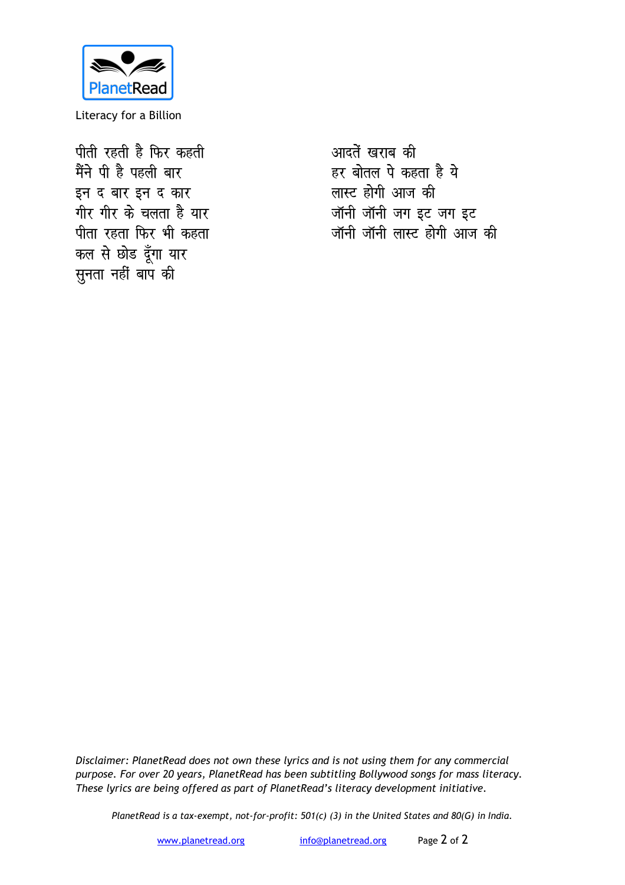PlanetRead

Literacy for a Billion

पीती रहती है फिर कहती
मैंने पी है पहली बार
इन द बार इन द कार
गीर गीर के चलता है यार
पीता रहता फिर भी कहता
कल से छोड दूँगा यार
सुनता नहीं बाप की

आदतें खराब की
हर बोतल पे कहता है ये
लास्ट होगी आज की
जॉनी जॉनी जग इट जग इट
जॉनी जॉनी लास्ट होगी आज की

*Disclaimer: PlanetRead does not own these lyrics and is not using them for any commercial purpose. For over 20 years, PlanetRead has been subtitling Bollywood songs for mass literacy. These lyrics are being offered as part of PlanetRead's literacy development initiative.*

*PlanetRead is a tax-exempt, not-for-profit: 501(c) (3) in the United States and 80(G) in India.*

www.planetread.org info@planetread.org